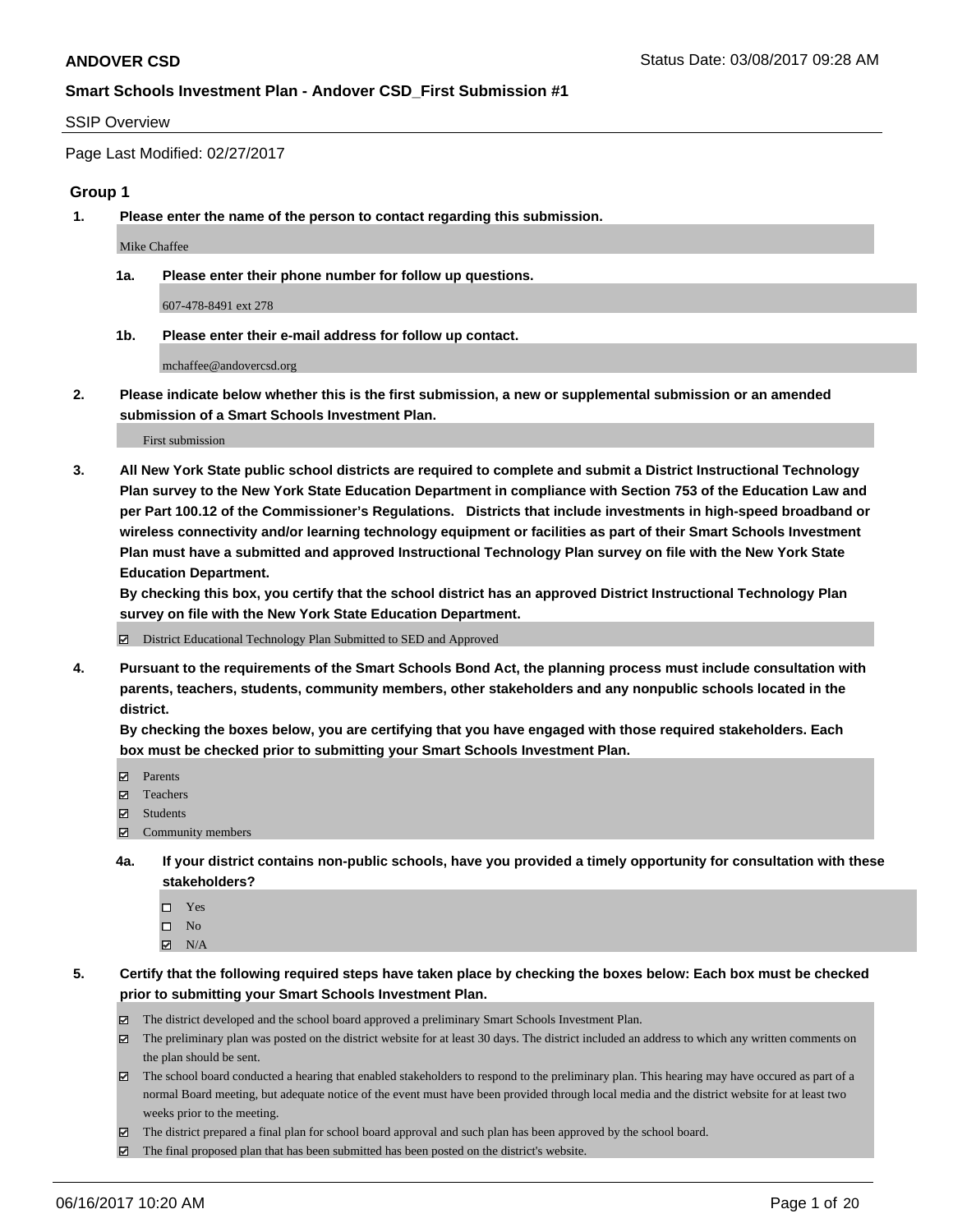**ANDOVER CSD**

Status Date: 03/08/2017 09:28 AM

**Smart Schools Investment Plan - Andover CSD_First Submission #1**

SSIP Overview

Page Last Modified: 02/27/2017

## Group 1

**1. Please enter the name of the person to contact regarding this submission.**

Mike Chaffee

**1a. Please enter their phone number for follow up questions.**

607-478-8491 ext 278

**1b. Please enter their e-mail address for follow up contact.**

mchaffee@andovercsd.org

**2. Please indicate below whether this is the first submission, a new or supplemental submission or an amended submission of a Smart Schools Investment Plan.**

First submission

**3. All New York State public school districts are required to complete and submit a District Instructional Technology Plan survey to the New York State Education Department in compliance with Section 753 of the Education Law and per Part 100.12 of the Commissioner's Regulations. Districts that include investments in high-speed broadband or wireless connectivity and/or learning technology equipment or facilities as part of their Smart Schools Investment Plan must have a submitted and approved Instructional Technology Plan survey on file with the New York State Education Department.**
**By checking this box, you certify that the school district has an approved District Instructional Technology Plan survey on file with the New York State Education Department.**

☑ District Educational Technology Plan Submitted to SED and Approved

**4. Pursuant to the requirements of the Smart Schools Bond Act, the planning process must include consultation with parents, teachers, students, community members, other stakeholders and any nonpublic schools located in the district.**
**By checking the boxes below, you are certifying that you have engaged with those required stakeholders. Each box must be checked prior to submitting your Smart Schools Investment Plan.**

☑ Parents
☑ Teachers
☑ Students
☑ Community members

**4a. If your district contains non-public schools, have you provided a timely opportunity for consultation with these stakeholders?**

☐ Yes
☐ No
☑ N/A

**5. Certify that the following required steps have taken place by checking the boxes below: Each box must be checked prior to submitting your Smart Schools Investment Plan.**

☑ The district developed and the school board approved a preliminary Smart Schools Investment Plan.
☑ The preliminary plan was posted on the district website for at least 30 days. The district included an address to which any written comments on the plan should be sent.
☑ The school board conducted a hearing that enabled stakeholders to respond to the preliminary plan. This hearing may have occured as part of a normal Board meeting, but adequate notice of the event must have been provided through local media and the district website for at least two weeks prior to the meeting.
☑ The district prepared a final plan for school board approval and such plan has been approved by the school board.
☑ The final proposed plan that has been submitted has been posted on the district's website.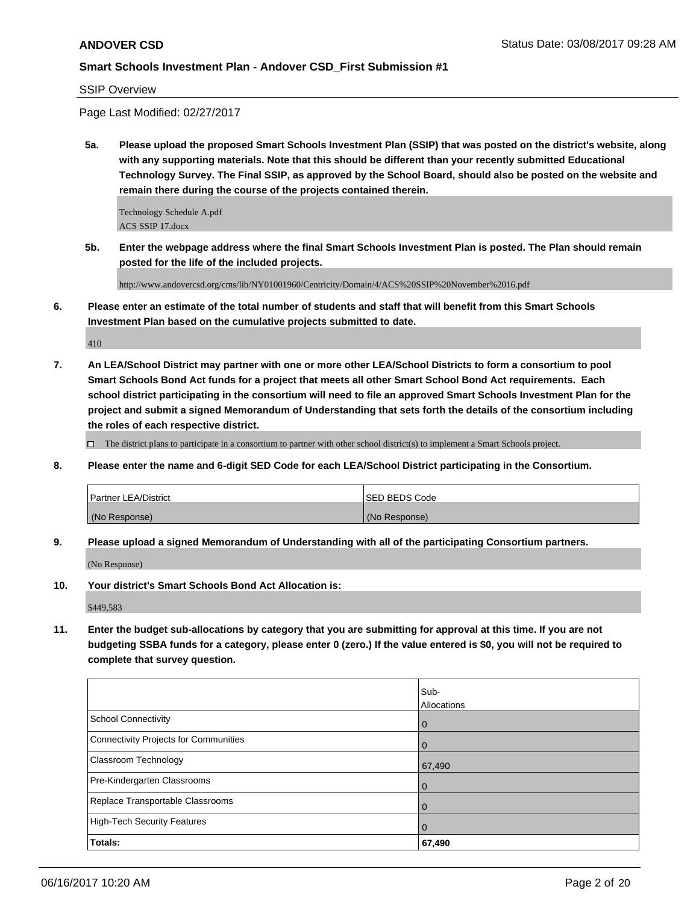**ANDOVER CSD** Status Date: 03/08/2017 09:28 AM

**Smart Schools Investment Plan - Andover CSD_First Submission #1**

SSIP Overview

Page Last Modified: 02/27/2017

**5a. Please upload the proposed Smart Schools Investment Plan (SSIP) that was posted on the district's website, along with any supporting materials. Note that this should be different than your recently submitted Educational Technology Survey. The Final SSIP, as approved by the School Board, should also be posted on the website and remain there during the course of the projects contained therein.**

Technology Schedule A.pdf
ACS SSIP 17.docx

**5b. Enter the webpage address where the final Smart Schools Investment Plan is posted. The Plan should remain posted for the life of the included projects.**

http://www.andovercsd.org/cms/lib/NY01001960/Centricity/Domain/4/ACS%20SSIP%20November%2016.pdf

**6. Please enter an estimate of the total number of students and staff that will benefit from this Smart Schools Investment Plan based on the cumulative projects submitted to date.**

410

**7. An LEA/School District may partner with one or more other LEA/School Districts to form a consortium to pool Smart Schools Bond Act funds for a project that meets all other Smart School Bond Act requirements. Each school district participating in the consortium will need to file an approved Smart Schools Investment Plan for the project and submit a signed Memorandum of Understanding that sets forth the details of the consortium including the roles of each respective district.**

☐ The district plans to participate in a consortium to partner with other school district(s) to implement a Smart Schools project.

**8. Please enter the name and 6-digit SED Code for each LEA/School District participating in the Consortium.**

| Partner LEA/District | SED BEDS Code |
|---|---|
| (No Response) | (No Response) |

**9. Please upload a signed Memorandum of Understanding with all of the participating Consortium partners.**

(No Response)

**10. Your district's Smart Schools Bond Act Allocation is:**

$449,583

**11. Enter the budget sub-allocations by category that you are submitting for approval at this time. If you are not budgeting SSBA funds for a category, please enter 0 (zero.) If the value entered is $0, you will not be required to complete that survey question.**

| | Sub-Allocations |
|---|---|
| School Connectivity | 0 |
| Connectivity Projects for Communities | 0 |
| Classroom Technology | 67,490 |
| Pre-Kindergarten Classrooms | 0 |
| Replace Transportable Classrooms | 0 |
| High-Tech Security Features | 0 |
| **Totals:** | **67,490** |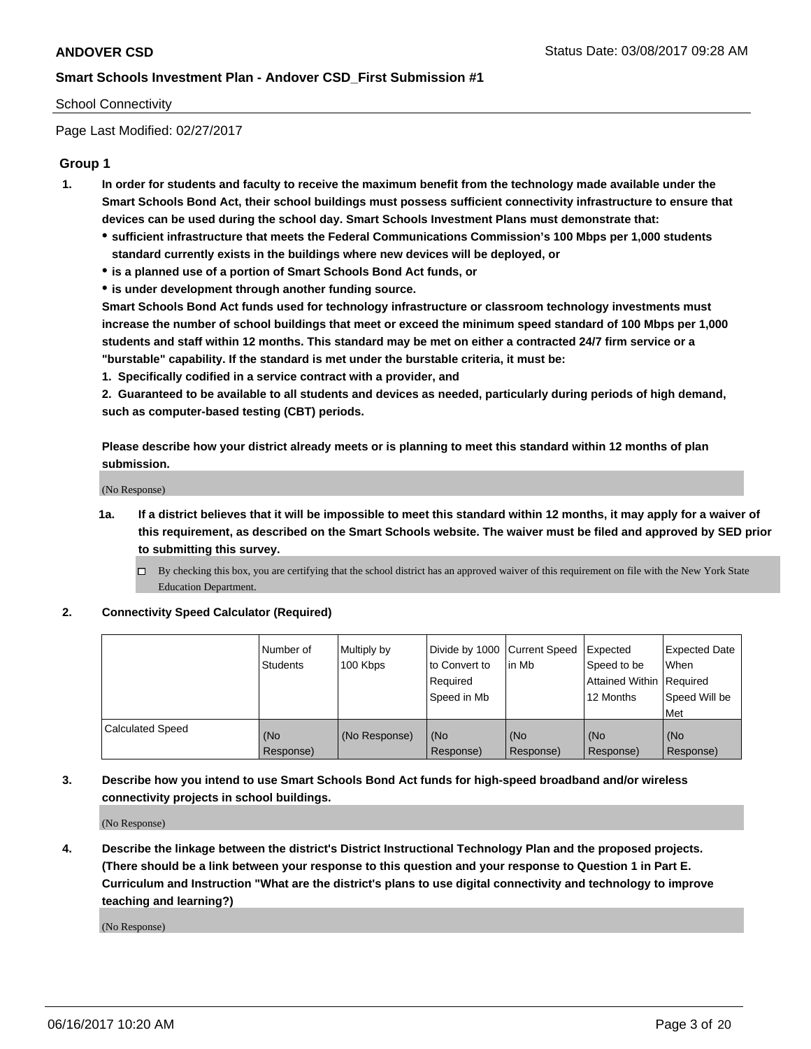School Connectivity

Page Last Modified: 02/27/2017

## Group 1

1. **In order for students and faculty to receive the maximum benefit from the technology made available under the Smart Schools Bond Act, their school buildings must possess sufficient connectivity infrastructure to ensure that devices can be used during the school day. Smart Schools Investment Plans must demonstrate that:**
   - **sufficient infrastructure that meets the Federal Communications Commission's 100 Mbps per 1,000 students standard currently exists in the buildings where new devices will be deployed, or**
   - **is a planned use of a portion of Smart Schools Bond Act funds, or**
   - **is under development through another funding source.**

   **Smart Schools Bond Act funds used for technology infrastructure or classroom technology investments must increase the number of school buildings that meet or exceed the minimum speed standard of 100 Mbps per 1,000 students and staff within 12 months. This standard may be met on either a contracted 24/7 firm service or a "burstable" capability. If the standard is met under the burstable criteria, it must be:**

   **1. Specifically codified in a service contract with a provider, and**

   **2. Guaranteed to be available to all students and devices as needed, particularly during periods of high demand, such as computer-based testing (CBT) periods.**

   **Please describe how your district already meets or is planning to meet this standard within 12 months of plan submission.**

   (No Response)

   1a. **If a district believes that it will be impossible to meet this standard within 12 months, it may apply for a waiver of this requirement, as described on the Smart Schools website. The waiver must be filed and approved by SED prior to submitting this survey.**

   - [ ] By checking this box, you are certifying that the school district has an approved waiver of this requirement on file with the New York State Education Department.

2. **Connectivity Speed Calculator (Required)**

| | Number of Students | Multiply by 100 Kbps | Divide by 1000 to Convert to Required Speed in Mb | Current Speed in Mb | Expected Speed to be Attained Within 12 Months | Expected Date When Required Speed Will be Met |
|---|---|---|---|---|---|---|
| Calculated Speed | (No Response) | (No Response) | (No Response) | (No Response) | (No Response) | (No Response) |

3. **Describe how you intend to use Smart Schools Bond Act funds for high-speed broadband and/or wireless connectivity projects in school buildings.**

   (No Response)

4. **Describe the linkage between the district's District Instructional Technology Plan and the proposed projects. (There should be a link between your response to this question and your response to Question 1 in Part E. Curriculum and Instruction "What are the district's plans to use digital connectivity and technology to improve teaching and learning?)**

   (No Response)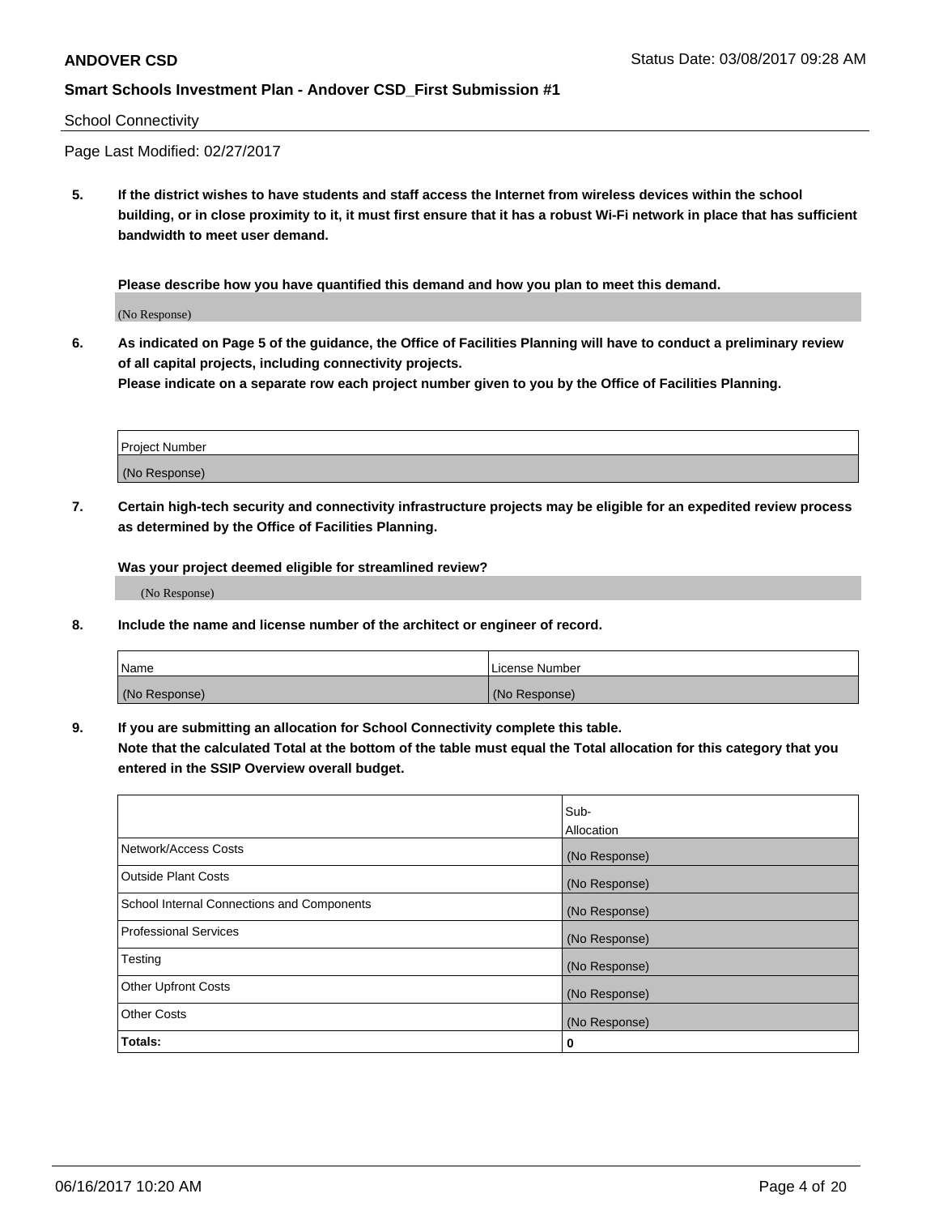School Connectivity

Page Last Modified: 02/27/2017

**5. If the district wishes to have students and staff access the Internet from wireless devices within the school building, or in close proximity to it, it must first ensure that it has a robust Wi-Fi network in place that has sufficient bandwidth to meet user demand.**

**Please describe how you have quantified this demand and how you plan to meet this demand.**

(No Response)

**6. As indicated on Page 5 of the guidance, the Office of Facilities Planning will have to conduct a preliminary review of all capital projects, including connectivity projects.**
**Please indicate on a separate row each project number given to you by the Office of Facilities Planning.**

| Project Number |
| --- |
| (No Response) |

**7. Certain high-tech security and connectivity infrastructure projects may be eligible for an expedited review process as determined by the Office of Facilities Planning.**

**Was your project deemed eligible for streamlined review?**

(No Response)

**8. Include the name and license number of the architect or engineer of record.**

| Name | License Number |
| --- | --- |
| (No Response) | (No Response) |

**9. If you are submitting an allocation for School Connectivity complete this table.**
**Note that the calculated Total at the bottom of the table must equal the Total allocation for this category that you entered in the SSIP Overview overall budget.**

| | Sub-Allocation |
| --- | --- |
| Network/Access Costs | (No Response) |
| Outside Plant Costs | (No Response) |
| School Internal Connections and Components | (No Response) |
| Professional Services | (No Response) |
| Testing | (No Response) |
| Other Upfront Costs | (No Response) |
| Other Costs | (No Response) |
| **Totals:** | **0** |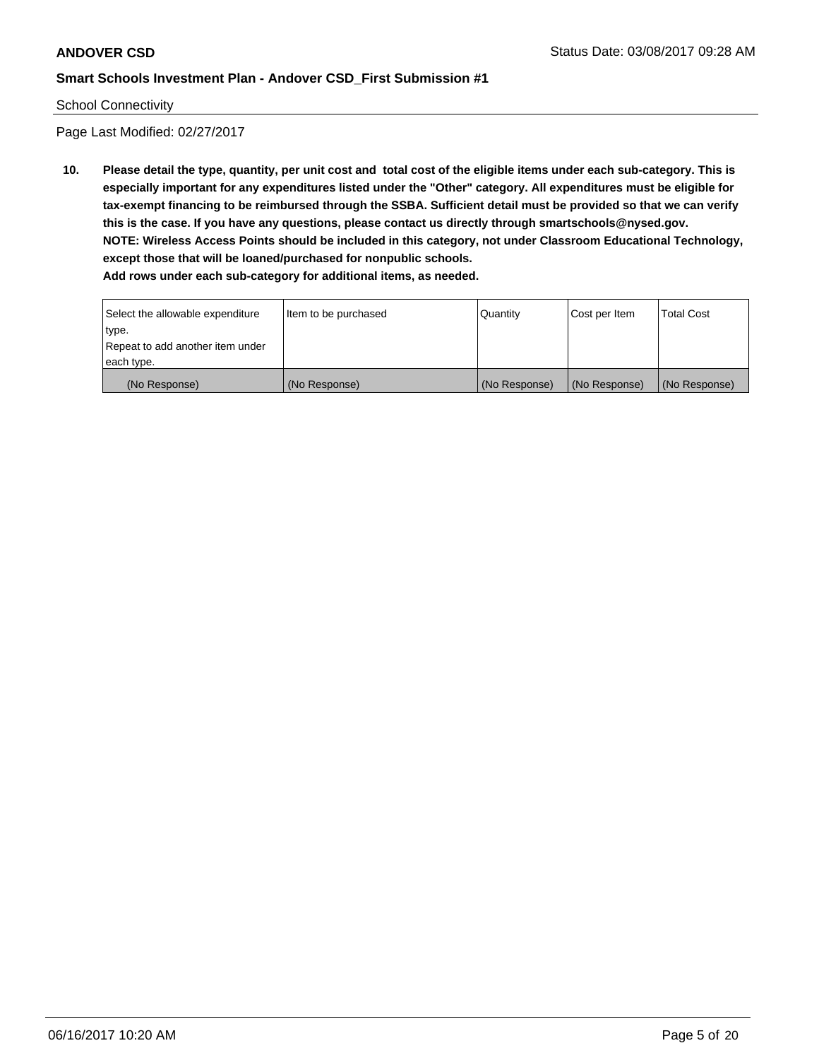School Connectivity

Page Last Modified: 02/27/2017

**10. Please detail the type, quantity, per unit cost and total cost of the eligible items under each sub-category. This is especially important for any expenditures listed under the "Other" category. All expenditures must be eligible for tax-exempt financing to be reimbursed through the SSBA. Sufficient detail must be provided so that we can verify this is the case. If you have any questions, please contact us directly through smartschools@nysed.gov.**
**NOTE: Wireless Access Points should be included in this category, not under Classroom Educational Technology, except those that will be loaned/purchased for nonpublic schools.**
**Add rows under each sub-category for additional items, as needed.**

| Select the allowable expenditure type. Repeat to add another item under each type. | Item to be purchased | Quantity | Cost per Item | Total Cost |
|---|---|---|---|---|
| (No Response) | (No Response) | (No Response) | (No Response) | (No Response) |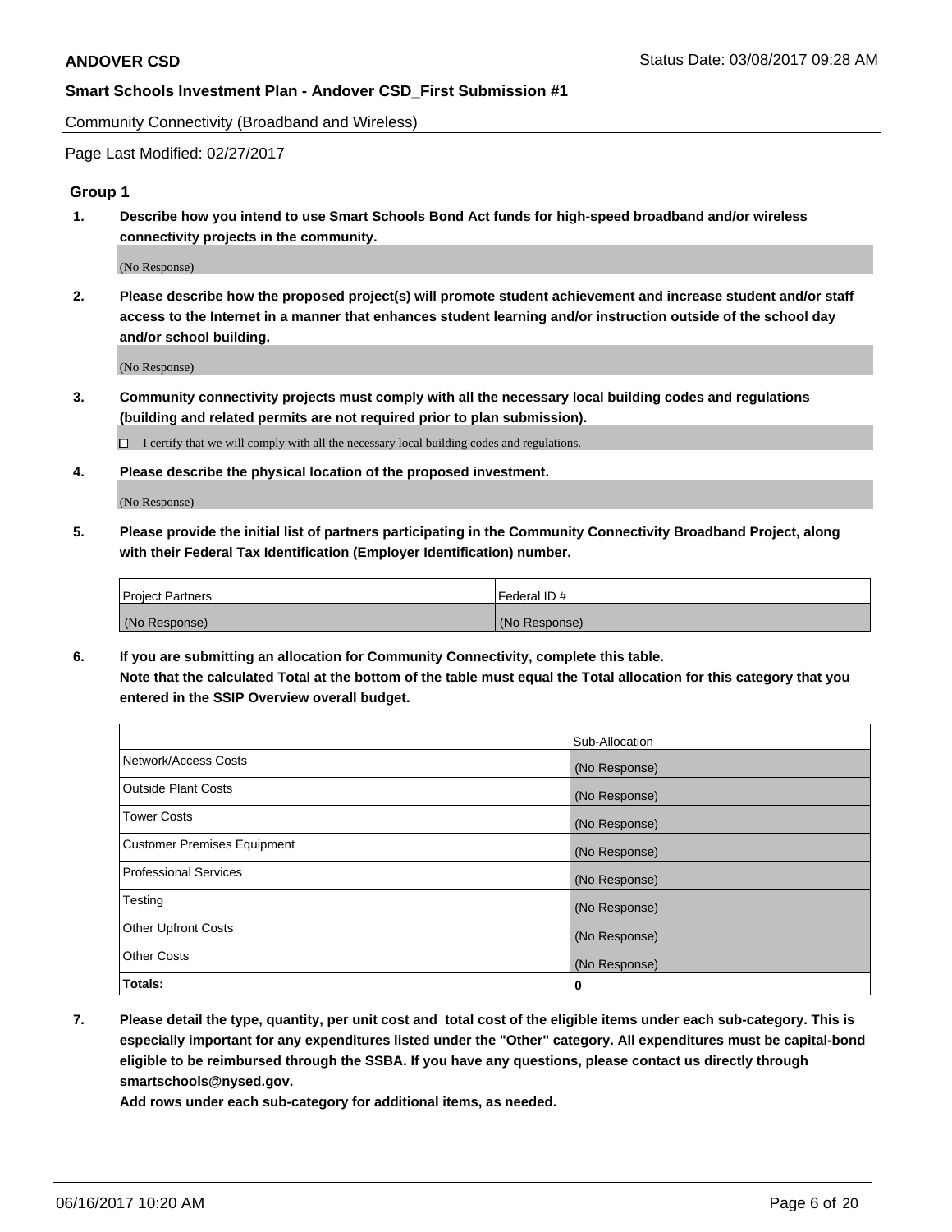Community Connectivity (Broadband and Wireless)

Page Last Modified: 02/27/2017

### Group 1

1. **Describe how you intend to use Smart Schools Bond Act funds for high-speed broadband and/or wireless connectivity projects in the community.**

   (No Response)

2. **Please describe how the proposed project(s) will promote student achievement and increase student and/or staff access to the Internet in a manner that enhances student learning and/or instruction outside of the school day and/or school building.**

   (No Response)

3. **Community connectivity projects must comply with all the necessary local building codes and regulations (building and related permits are not required prior to plan submission).**

   ☐ I certify that we will comply with all the necessary local building codes and regulations.

4. **Please describe the physical location of the proposed investment.**

   (No Response)

5. **Please provide the initial list of partners participating in the Community Connectivity Broadband Project, along with their Federal Tax Identification (Employer Identification) number.**

| Project Partners | Federal ID # |
|---|---|
| (No Response) | (No Response) |

6. **If you are submitting an allocation for Community Connectivity, complete this table. Note that the calculated Total at the bottom of the table must equal the Total allocation for this category that you entered in the SSIP Overview overall budget.**

| | Sub-Allocation |
|---|---|
| Network/Access Costs | (No Response) |
| Outside Plant Costs | (No Response) |
| Tower Costs | (No Response) |
| Customer Premises Equipment | (No Response) |
| Professional Services | (No Response) |
| Testing | (No Response) |
| Other Upfront Costs | (No Response) |
| Other Costs | (No Response) |
| **Totals:** | **0** |

7. **Please detail the type, quantity, per unit cost and total cost of the eligible items under each sub-category. This is especially important for any expenditures listed under the "Other" category. All expenditures must be capital-bond eligible to be reimbursed through the SSBA. If you have any questions, please contact us directly through smartschools@nysed.gov.**

   **Add rows under each sub-category for additional items, as needed.**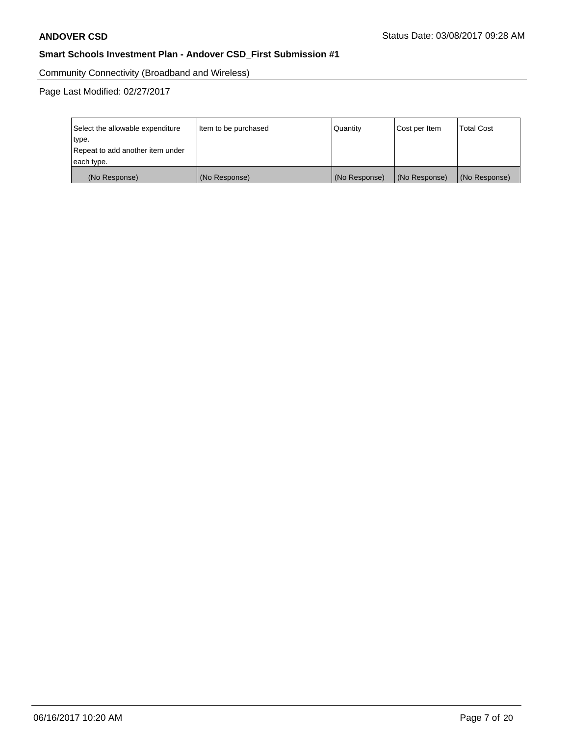**ANDOVER CSD** Status Date: 03/08/2017 09:28 AM

**Smart Schools Investment Plan - Andover CSD_First Submission #1**

Community Connectivity (Broadband and Wireless)

Page Last Modified: 02/27/2017

| Select the allowable expenditure type. Repeat to add another item under each type. | Item to be purchased | Quantity | Cost per Item | Total Cost |
|---|---|---|---|---|
| (No Response) | (No Response) | (No Response) | (No Response) | (No Response) |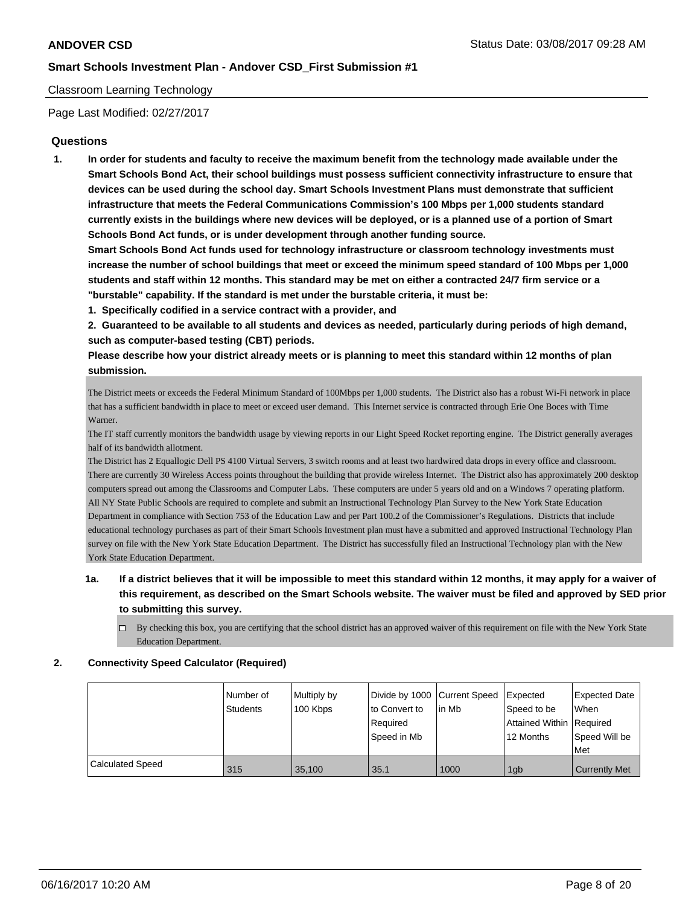Classroom Learning Technology

Page Last Modified: 02/27/2017

## Questions

**1. In order for students and faculty to receive the maximum benefit from the technology made available under the Smart Schools Bond Act, their school buildings must possess sufficient connectivity infrastructure to ensure that devices can be used during the school day. Smart Schools Investment Plans must demonstrate that sufficient infrastructure that meets the Federal Communications Commission's 100 Mbps per 1,000 students standard currently exists in the buildings where new devices will be deployed, or is a planned use of a portion of Smart Schools Bond Act funds, or is under development through another funding source.**

**Smart Schools Bond Act funds used for technology infrastructure or classroom technology investments must increase the number of school buildings that meet or exceed the minimum speed standard of 100 Mbps per 1,000 students and staff within 12 months. This standard may be met on either a contracted 24/7 firm service or a "burstable" capability. If the standard is met under the burstable criteria, it must be:**

**1. Specifically codified in a service contract with a provider, and**

**2. Guaranteed to be available to all students and devices as needed, particularly during periods of high demand, such as computer-based testing (CBT) periods.**

**Please describe how your district already meets or is planning to meet this standard within 12 months of plan submission.**

The District meets or exceeds the Federal Minimum Standard of 100Mbps per 1,000 students. The District also has a robust Wi-Fi network in place that has a sufficient bandwidth in place to meet or exceed user demand. This Internet service is contracted through Erie One Boces with Time Warner.

The IT staff currently monitors the bandwidth usage by viewing reports in our Light Speed Rocket reporting engine. The District generally averages half of its bandwidth allotment.

The District has 2 Equallogic Dell PS 4100 Virtual Servers, 3 switch rooms and at least two hardwired data drops in every office and classroom. There are currently 30 Wireless Access points throughout the building that provide wireless Internet. The District also has approximately 200 desktop computers spread out among the Classrooms and Computer Labs. These computers are under 5 years old and on a Windows 7 operating platform.

All NY State Public Schools are required to complete and submit an Instructional Technology Plan Survey to the New York State Education Department in compliance with Section 753 of the Education Law and per Part 100.2 of the Commissioner's Regulations. Districts that include educational technology purchases as part of their Smart Schools Investment plan must have a submitted and approved Instructional Technology Plan survey on file with the New York State Education Department. The District has successfully filed an Instructional Technology plan with the New York State Education Department.

**1a. If a district believes that it will be impossible to meet this standard within 12 months, it may apply for a waiver of this requirement, as described on the Smart Schools website. The waiver must be filed and approved by SED prior to submitting this survey.**

☐ By checking this box, you are certifying that the school district has an approved waiver of this requirement on file with the New York State Education Department.

**2. Connectivity Speed Calculator (Required)**

| | Number of Students | Multiply by 100 Kbps | Divide by 1000 to Convert to Required Speed in Mb | Current Speed in Mb | Expected Speed to be Attained Within 12 Months | Expected Date When Required Speed Will be Met |
|---|---|---|---|---|---|---|
| Calculated Speed | 315 | 35,100 | 35.1 | 1000 | 1gb | Currently Met |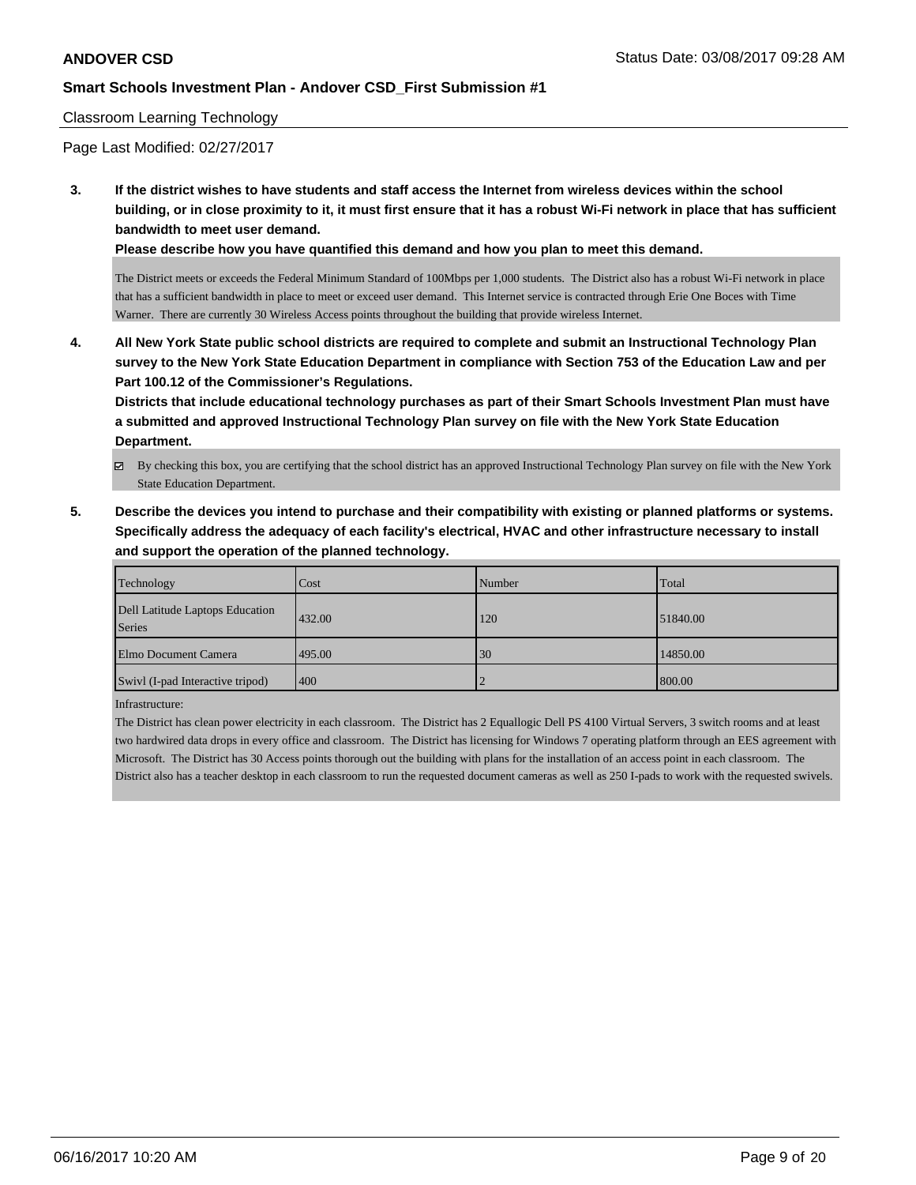Classroom Learning Technology

Page Last Modified: 02/27/2017

**3. If the district wishes to have students and staff access the Internet from wireless devices within the school building, or in close proximity to it, it must first ensure that it has a robust Wi-Fi network in place that has sufficient bandwidth to meet user demand.**

**Please describe how you have quantified this demand and how you plan to meet this demand.**

The District meets or exceeds the Federal Minimum Standard of 100Mbps per 1,000 students. The District also has a robust Wi-Fi network in place that has a sufficient bandwidth in place to meet or exceed user demand. This Internet service is contracted through Erie One Boces with Time Warner. There are currently 30 Wireless Access points throughout the building that provide wireless Internet.

**4. All New York State public school districts are required to complete and submit an Instructional Technology Plan survey to the New York State Education Department in compliance with Section 753 of the Education Law and per Part 100.12 of the Commissioner's Regulations.**

**Districts that include educational technology purchases as part of their Smart Schools Investment Plan must have a submitted and approved Instructional Technology Plan survey on file with the New York State Education Department.**

- [x] By checking this box, you are certifying that the school district has an approved Instructional Technology Plan survey on file with the New York State Education Department.

**5. Describe the devices you intend to purchase and their compatibility with existing or planned platforms or systems. Specifically address the adequacy of each facility's electrical, HVAC and other infrastructure necessary to install and support the operation of the planned technology.**

| Technology | Cost | Number | Total |
|---|---|---|---|
| Dell Latitude Laptops Education Series | 432.00 | 120 | 51840.00 |
| Elmo Document Camera | 495.00 | 30 | 14850.00 |
| Swivl (I-pad Interactive tripod) | 400 | 2 | 800.00 |

Infrastructure:

The District has clean power electricity in each classroom. The District has 2 Equallogic Dell PS 4100 Virtual Servers, 3 switch rooms and at least two hardwired data drops in every office and classroom. The District has licensing for Windows 7 operating platform through an EES agreement with Microsoft. The District has 30 Access points thorough out the building with plans for the installation of an access point in each classroom. The District also has a teacher desktop in each classroom to run the requested document cameras as well as 250 I-pads to work with the requested swivels.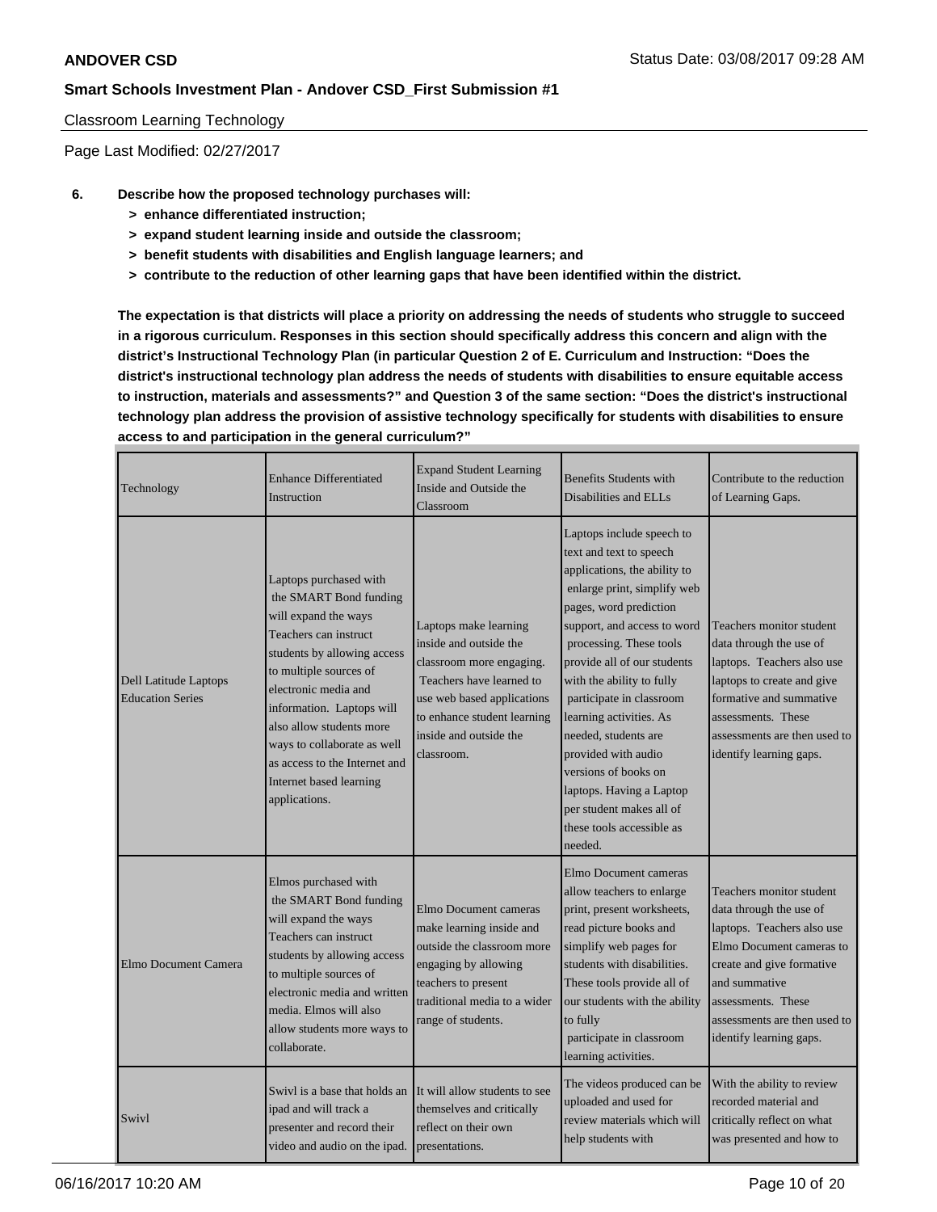Classroom Learning Technology

Page Last Modified: 02/27/2017

**6. Describe how the proposed technology purchases will:**

- **> enhance differentiated instruction;**
- **> expand student learning inside and outside the classroom;**
- **> benefit students with disabilities and English language learners; and**
- **> contribute to the reduction of other learning gaps that have been identified within the district.**

**The expectation is that districts will place a priority on addressing the needs of students who struggle to succeed in a rigorous curriculum. Responses in this section should specifically address this concern and align with the district's Instructional Technology Plan (in particular Question 2 of E. Curriculum and Instruction: "Does the district's instructional technology plan address the needs of students with disabilities to ensure equitable access to instruction, materials and assessments?" and Question 3 of the same section: "Does the district's instructional technology plan address the provision of assistive technology specifically for students with disabilities to ensure access to and participation in the general curriculum?"**

| Technology | Enhance Differentiated Instruction | Expand Student Learning Inside and Outside the Classroom | Benefits Students with Disabilities and ELLs | Contribute to the reduction of Learning Gaps. |
|---|---|---|---|---|
| Dell Latitude Laptops Education Series | Laptops purchased with the SMART Bond funding will expand the ways Teachers can instruct students by allowing access to multiple sources of electronic media and information. Laptops will also allow students more ways to collaborate as well as access to the Internet and Internet based learning applications. | Laptops make learning inside and outside the classroom more engaging. Teachers have learned to use web based applications to enhance student learning inside and outside the classroom. | Laptops include speech to text and text to speech applications, the ability to enlarge print, simplify web pages, word prediction support, and access to word processing. These tools provide all of our students with the ability to fully participate in classroom learning activities. As needed, students are provided with audio versions of books on laptops. Having a Laptop per student makes all of these tools accessible as needed. | Teachers monitor student data through the use of laptops. Teachers also use laptops to create and give formative and summative assessments. These assessments are then used to identify learning gaps. |
| Elmo Document Camera | Elmos purchased with the SMART Bond funding will expand the ways Teachers can instruct students by allowing access to multiple sources of electronic media and written media. Elmos will also allow students more ways to collaborate. | Elmo Document cameras make learning inside and outside the classroom more engaging by allowing teachers to present traditional media to a wider range of students. | Elmo Document cameras allow teachers to enlarge print, present worksheets, read picture books and simplify web pages for students with disabilities. These tools provide all of our students with the ability to fully participate in classroom learning activities. | Teachers monitor student data through the use of laptops. Teachers also use Elmo Document cameras to create and give formative and summative assessments. These assessments are then used to identify learning gaps. |
| Swivl | Swivl is a base that holds an ipad and will track a presenter and record their video and audio on the ipad. | It will allow students to see themselves and critically reflect on their own presentations. | The videos produced can be uploaded and used for review materials which will help students with | With the ability to review recorded material and critically reflect on what was presented and how to |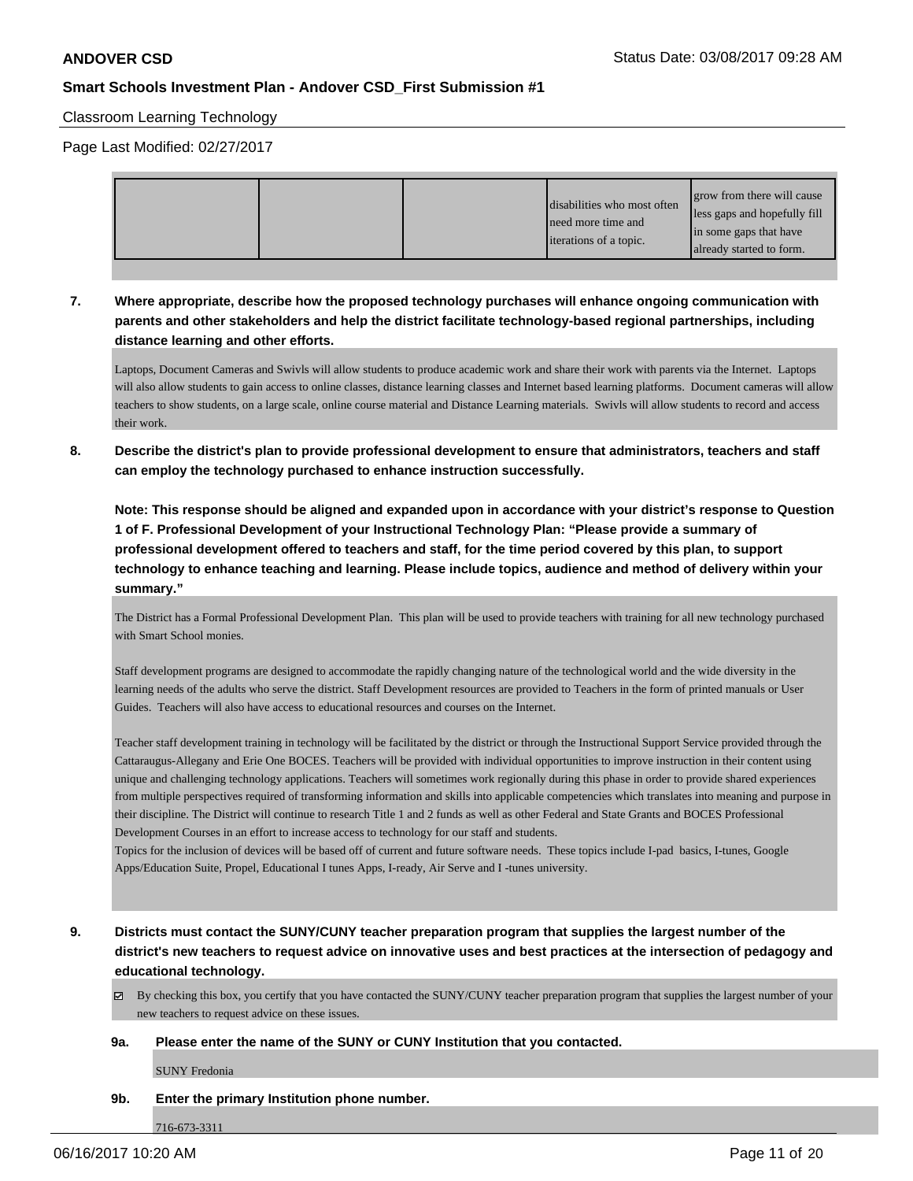Classroom Learning Technology

Page Last Modified: 02/27/2017

| | | | | |
|---|---|---|---|---|
| | | | disabilities who most often need more time and iterations of a topic. | grow from there will cause less gaps and hopefully fill in some gaps that have already started to form. |

**7. Where appropriate, describe how the proposed technology purchases will enhance ongoing communication with parents and other stakeholders and help the district facilitate technology-based regional partnerships, including distance learning and other efforts.**

Laptops, Document Cameras and Swivls will allow students to produce academic work and share their work with parents via the Internet. Laptops will also allow students to gain access to online classes, distance learning classes and Internet based learning platforms. Document cameras will allow teachers to show students, on a large scale, online course material and Distance Learning materials. Swivls will allow students to record and access their work.

**8. Describe the district's plan to provide professional development to ensure that administrators, teachers and staff can employ the technology purchased to enhance instruction successfully.**

**Note: This response should be aligned and expanded upon in accordance with your district's response to Question 1 of F. Professional Development of your Instructional Technology Plan: "Please provide a summary of professional development offered to teachers and staff, for the time period covered by this plan, to support technology to enhance teaching and learning. Please include topics, audience and method of delivery within your summary."**

The District has a Formal Professional Development Plan. This plan will be used to provide teachers with training for all new technology purchased with Smart School monies.

Staff development programs are designed to accommodate the rapidly changing nature of the technological world and the wide diversity in the learning needs of the adults who serve the district. Staff Development resources are provided to Teachers in the form of printed manuals or User Guides. Teachers will also have access to educational resources and courses on the Internet.

Teacher staff development training in technology will be facilitated by the district or through the Instructional Support Service provided through the Cattaraugus-Allegany and Erie One BOCES. Teachers will be provided with individual opportunities to improve instruction in their content using unique and challenging technology applications. Teachers will sometimes work regionally during this phase in order to provide shared experiences from multiple perspectives required of transforming information and skills into applicable competencies which translates into meaning and purpose in their discipline. The District will continue to research Title 1 and 2 funds as well as other Federal and State Grants and BOCES Professional Development Courses in an effort to increase access to technology for our staff and students.
Topics for the inclusion of devices will be based off of current and future software needs. These topics include I-pad basics, I-tunes, Google Apps/Education Suite, Propel, Educational I tunes Apps, I-ready, Air Serve and I -tunes university.

**9. Districts must contact the SUNY/CUNY teacher preparation program that supplies the largest number of the district's new teachers to request advice on innovative uses and best practices at the intersection of pedagogy and educational technology.**

☑ By checking this box, you certify that you have contacted the SUNY/CUNY teacher preparation program that supplies the largest number of your new teachers to request advice on these issues.

**9a. Please enter the name of the SUNY or CUNY Institution that you contacted.**

SUNY Fredonia

**9b. Enter the primary Institution phone number.**

716-673-3311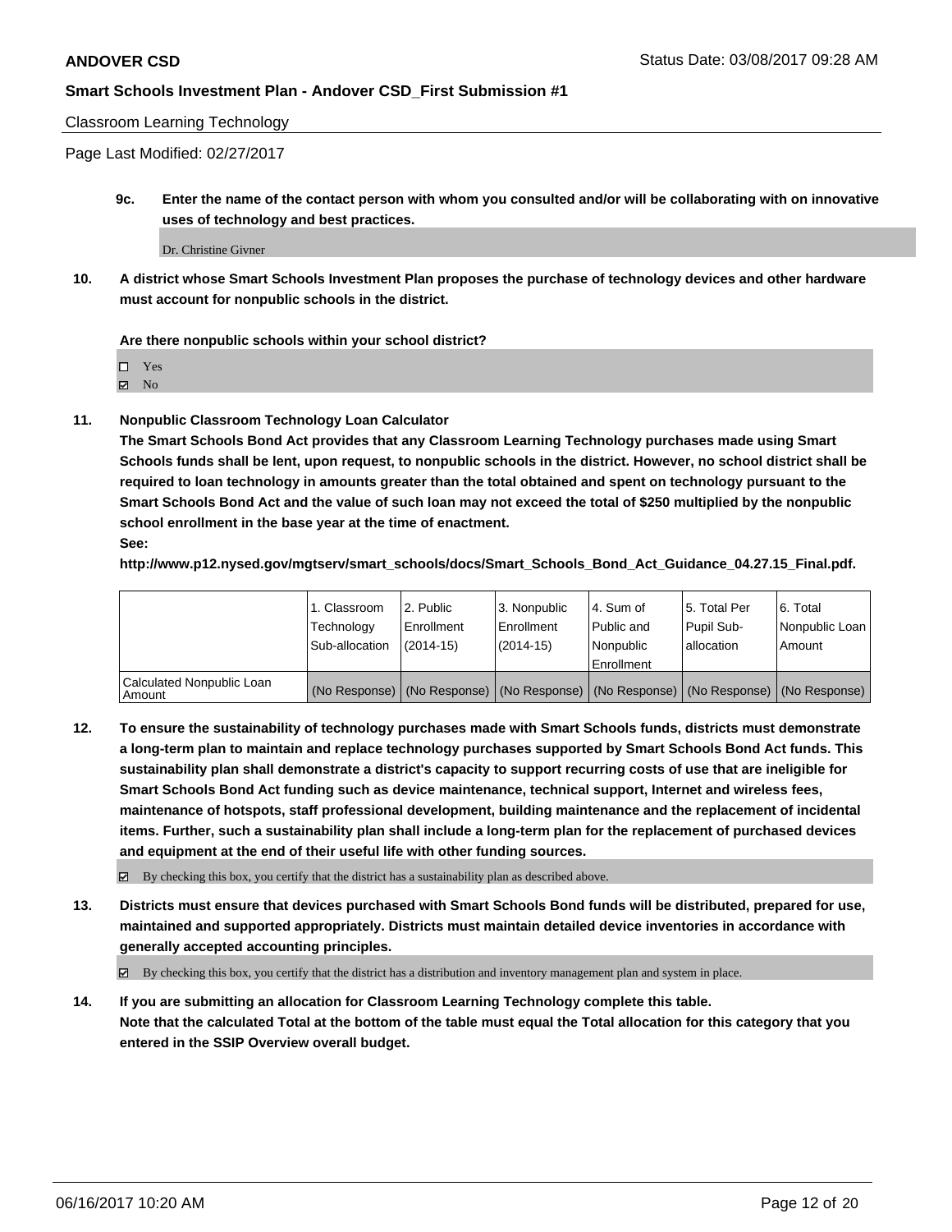Classroom Learning Technology

Page Last Modified: 02/27/2017

**9c. Enter the name of the contact person with whom you consulted and/or will be collaborating with on innovative uses of technology and best practices.**

Dr. Christine Givner

**10. A district whose Smart Schools Investment Plan proposes the purchase of technology devices and other hardware must account for nonpublic schools in the district.**

**Are there nonpublic schools within your school district?**

- ☐ Yes
- ☑ No

**11. Nonpublic Classroom Technology Loan Calculator**

**The Smart Schools Bond Act provides that any Classroom Learning Technology purchases made using Smart Schools funds shall be lent, upon request, to nonpublic schools in the district. However, no school district shall be required to loan technology in amounts greater than the total obtained and spent on technology pursuant to the Smart Schools Bond Act and the value of such loan may not exceed the total of $250 multiplied by the nonpublic school enrollment in the base year at the time of enactment.**

**See:**

**http://www.p12.nysed.gov/mgtserv/smart_schools/docs/Smart_Schools_Bond_Act_Guidance_04.27.15_Final.pdf.**

| | 1. Classroom Technology Sub-allocation | 2. Public Enrollment (2014-15) | 3. Nonpublic Enrollment (2014-15) | 4. Sum of Public and Nonpublic Enrollment | 5. Total Per Pupil Sub-allocation | 6. Total Nonpublic Loan Amount |
|---|---|---|---|---|---|---|
| Calculated Nonpublic Loan Amount | (No Response) | (No Response) | (No Response) | (No Response) | (No Response) | (No Response) |

**12. To ensure the sustainability of technology purchases made with Smart Schools funds, districts must demonstrate a long-term plan to maintain and replace technology purchases supported by Smart Schools Bond Act funds. This sustainability plan shall demonstrate a district's capacity to support recurring costs of use that are ineligible for Smart Schools Bond Act funding such as device maintenance, technical support, Internet and wireless fees, maintenance of hotspots, staff professional development, building maintenance and the replacement of incidental items. Further, such a sustainability plan shall include a long-term plan for the replacement of purchased devices and equipment at the end of their useful life with other funding sources.**

☑ By checking this box, you certify that the district has a sustainability plan as described above.

**13. Districts must ensure that devices purchased with Smart Schools Bond funds will be distributed, prepared for use, maintained and supported appropriately. Districts must maintain detailed device inventories in accordance with generally accepted accounting principles.**

☑ By checking this box, you certify that the district has a distribution and inventory management plan and system in place.

**14. If you are submitting an allocation for Classroom Learning Technology complete this table. Note that the calculated Total at the bottom of the table must equal the Total allocation for this category that you entered in the SSIP Overview overall budget.**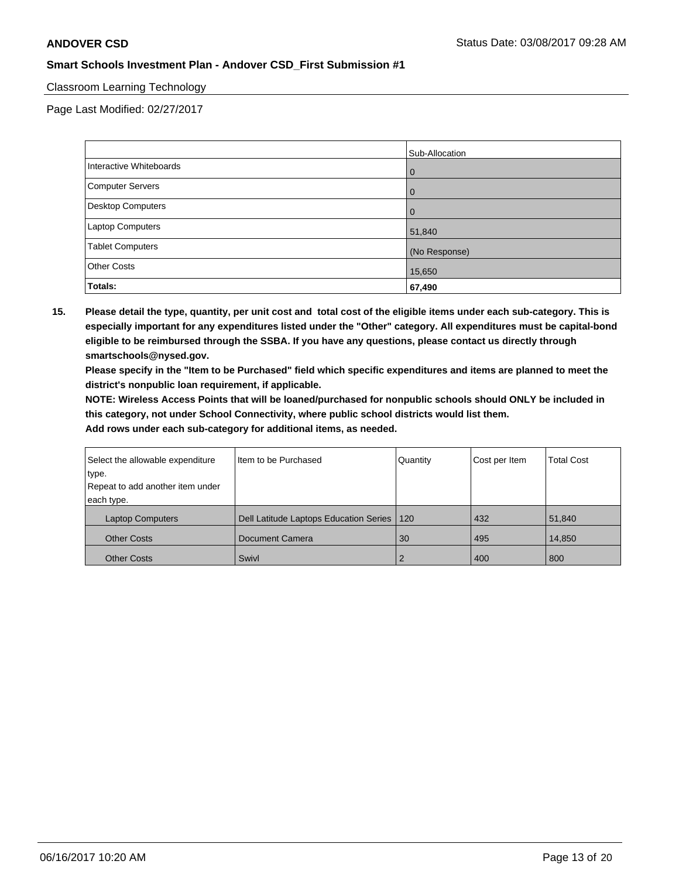Classroom Learning Technology

Page Last Modified: 02/27/2017

| | Sub-Allocation |
|---|---|
| Interactive Whiteboards | 0 |
| Computer Servers | 0 |
| Desktop Computers | 0 |
| Laptop Computers | 51,840 |
| Tablet Computers | (No Response) |
| Other Costs | 15,650 |
| **Totals:** | **67,490** |

**15. Please detail the type, quantity, per unit cost and total cost of the eligible items under each sub-category. This is especially important for any expenditures listed under the "Other" category. All expenditures must be capital-bond eligible to be reimbursed through the SSBA. If you have any questions, please contact us directly through smartschools@nysed.gov.**

**Please specify in the "Item to be Purchased" field which specific expenditures and items are planned to meet the district's nonpublic loan requirement, if applicable.**

**NOTE: Wireless Access Points that will be loaned/purchased for nonpublic schools should ONLY be included in this category, not under School Connectivity, where public school districts would list them.**

**Add rows under each sub-category for additional items, as needed.**

| Select the allowable expenditure type. Repeat to add another item under each type. | Item to be Purchased | Quantity | Cost per Item | Total Cost |
|---|---|---|---|---|
| Laptop Computers | Dell Latitude Laptops Education Series | 120 | 432 | 51,840 |
| Other Costs | Document Camera | 30 | 495 | 14,850 |
| Other Costs | Swivl | 2 | 400 | 800 |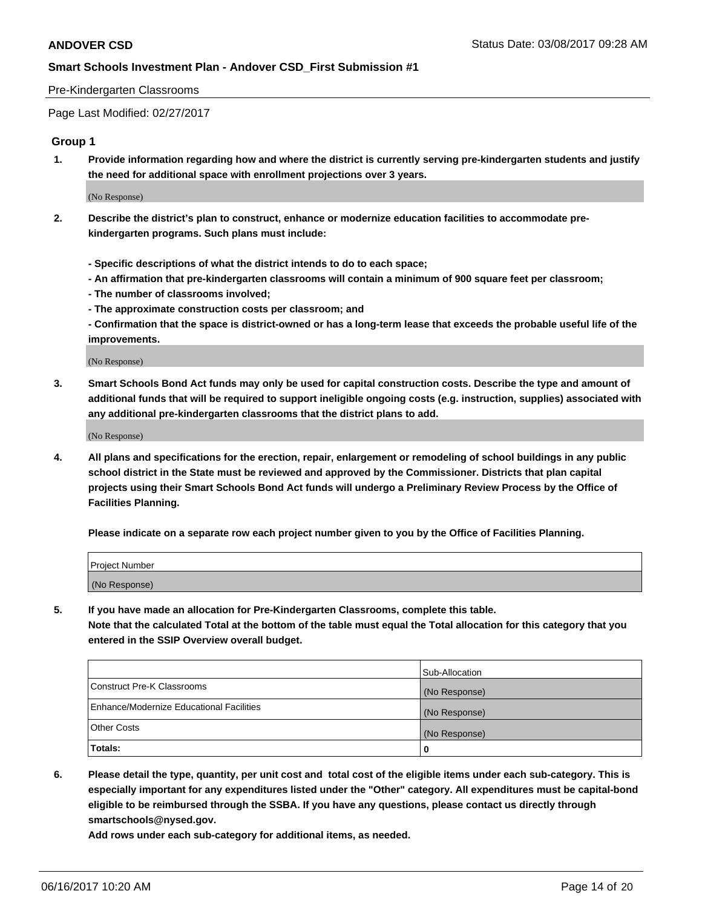**ANDOVER CSD** Status Date: 03/08/2017 09:28 AM

**Smart Schools Investment Plan - Andover CSD_First Submission #1**

Pre-Kindergarten Classrooms

Page Last Modified: 02/27/2017

### Group 1

**1. Provide information regarding how and where the district is currently serving pre-kindergarten students and justify the need for additional space with enrollment projections over 3 years.**

(No Response)

**2. Describe the district's plan to construct, enhance or modernize education facilities to accommodate pre-kindergarten programs. Such plans must include:**

**- Specific descriptions of what the district intends to do to each space;**
**- An affirmation that pre-kindergarten classrooms will contain a minimum of 900 square feet per classroom;**
**- The number of classrooms involved;**
**- The approximate construction costs per classroom; and**
**- Confirmation that the space is district-owned or has a long-term lease that exceeds the probable useful life of the improvements.**

(No Response)

**3. Smart Schools Bond Act funds may only be used for capital construction costs. Describe the type and amount of additional funds that will be required to support ineligible ongoing costs (e.g. instruction, supplies) associated with any additional pre-kindergarten classrooms that the district plans to add.**

(No Response)

**4. All plans and specifications for the erection, repair, enlargement or remodeling of school buildings in any public school district in the State must be reviewed and approved by the Commissioner. Districts that plan capital projects using their Smart Schools Bond Act funds will undergo a Preliminary Review Process by the Office of Facilities Planning.**

**Please indicate on a separate row each project number given to you by the Office of Facilities Planning.**

| Project Number |
|---|
| (No Response) |

**5. If you have made an allocation for Pre-Kindergarten Classrooms, complete this table.**
**Note that the calculated Total at the bottom of the table must equal the Total allocation for this category that you entered in the SSIP Overview overall budget.**

| | Sub-Allocation |
|---|---|
| Construct Pre-K Classrooms | (No Response) |
| Enhance/Modernize Educational Facilities | (No Response) |
| Other Costs | (No Response) |
| **Totals:** | **0** |

**6. Please detail the type, quantity, per unit cost and total cost of the eligible items under each sub-category. This is especially important for any expenditures listed under the "Other" category. All expenditures must be capital-bond eligible to be reimbursed through the SSBA. If you have any questions, please contact us directly through smartschools@nysed.gov.**
**Add rows under each sub-category for additional items, as needed.**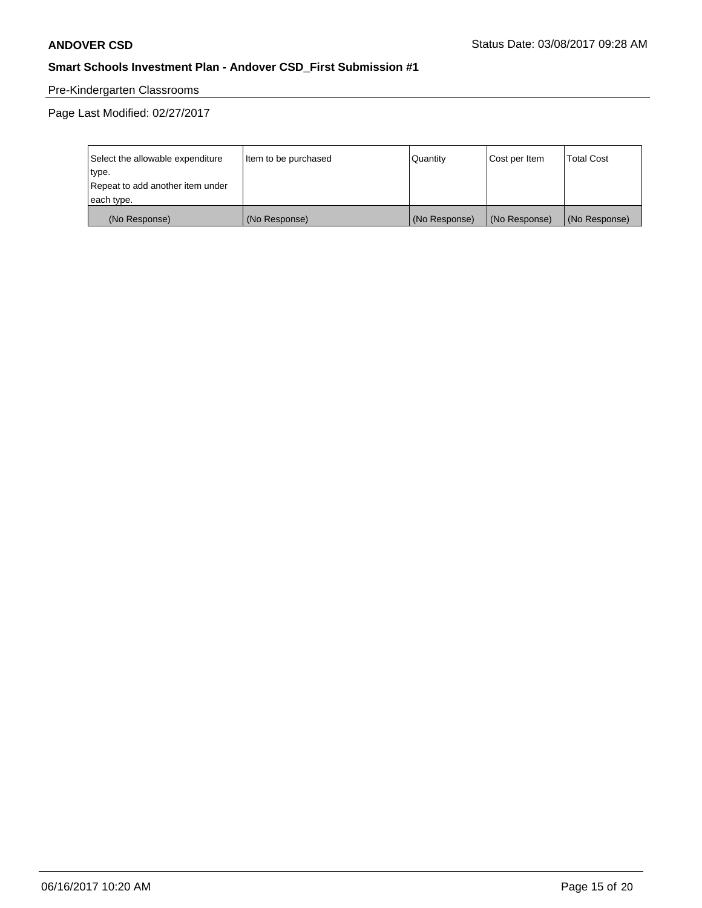Pre-Kindergarten Classrooms

Page Last Modified: 02/27/2017

| Select the allowable expenditure type. Repeat to add another item under each type. | Item to be purchased | Quantity | Cost per Item | Total Cost |
|---|---|---|---|---|
| (No Response) | (No Response) | (No Response) | (No Response) | (No Response) |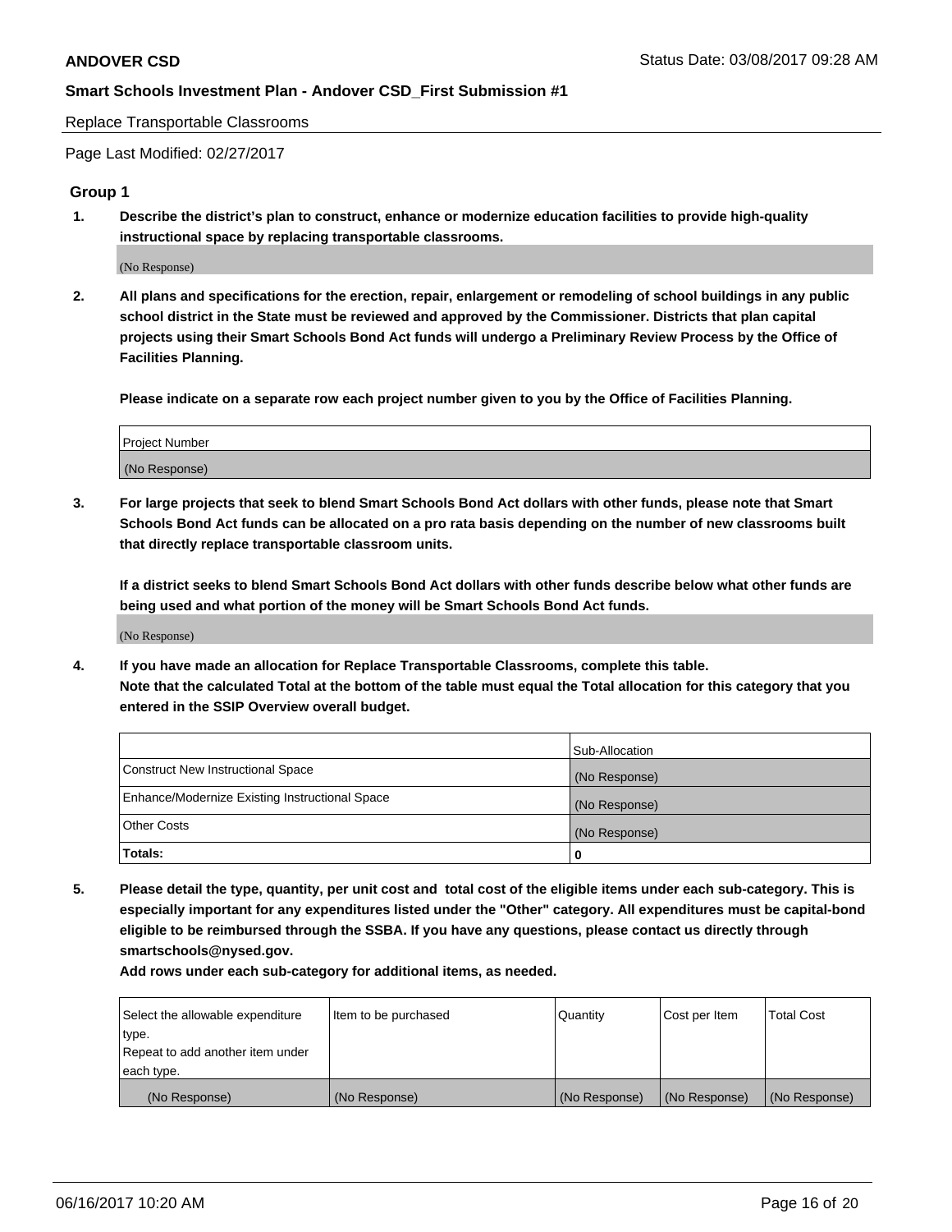Replace Transportable Classrooms

Page Last Modified: 02/27/2017

## Group 1

**1. Describe the district's plan to construct, enhance or modernize education facilities to provide high-quality instructional space by replacing transportable classrooms.**

(No Response)

**2. All plans and specifications for the erection, repair, enlargement or remodeling of school buildings in any public school district in the State must be reviewed and approved by the Commissioner. Districts that plan capital projects using their Smart Schools Bond Act funds will undergo a Preliminary Review Process by the Office of Facilities Planning.**

**Please indicate on a separate row each project number given to you by the Office of Facilities Planning.**

| Project Number |
|---|
| (No Response) |

**3. For large projects that seek to blend Smart Schools Bond Act dollars with other funds, please note that Smart Schools Bond Act funds can be allocated on a pro rata basis depending on the number of new classrooms built that directly replace transportable classroom units.**

**If a district seeks to blend Smart Schools Bond Act dollars with other funds describe below what other funds are being used and what portion of the money will be Smart Schools Bond Act funds.**

(No Response)

**4. If you have made an allocation for Replace Transportable Classrooms, complete this table. Note that the calculated Total at the bottom of the table must equal the Total allocation for this category that you entered in the SSIP Overview overall budget.**

| | Sub-Allocation |
|---|---|
| Construct New Instructional Space | (No Response) |
| Enhance/Modernize Existing Instructional Space | (No Response) |
| Other Costs | (No Response) |
| **Totals:** | **0** |

**5. Please detail the type, quantity, per unit cost and total cost of the eligible items under each sub-category. This is especially important for any expenditures listed under the "Other" category. All expenditures must be capital-bond eligible to be reimbursed through the SSBA. If you have any questions, please contact us directly through smartschools@nysed.gov.**

**Add rows under each sub-category for additional items, as needed.**

| Select the allowable expenditure type. Repeat to add another item under each type. | Item to be purchased | Quantity | Cost per Item | Total Cost |
|---|---|---|---|---|
| (No Response) | (No Response) | (No Response) | (No Response) | (No Response) |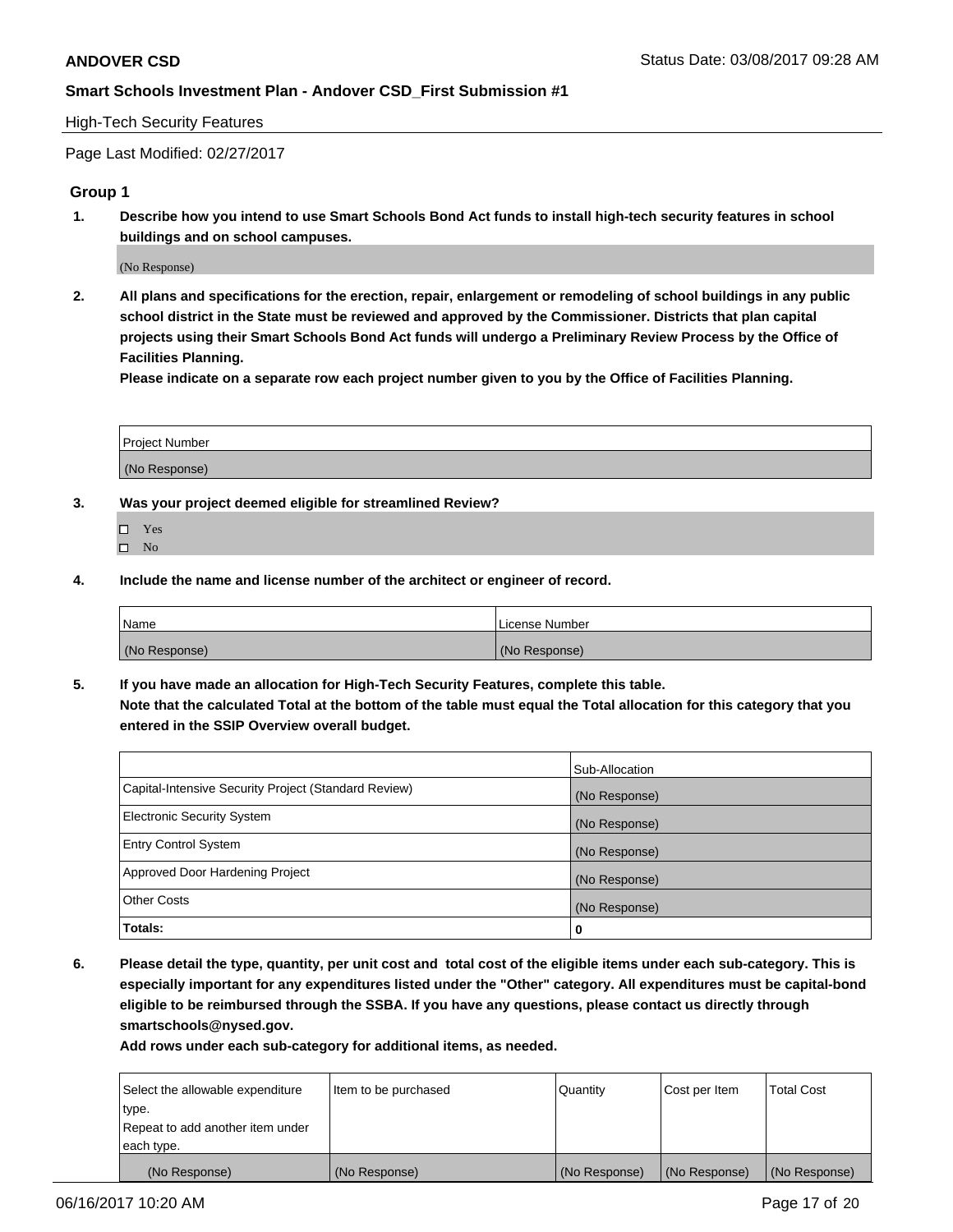**ANDOVER CSD** Status Date: 03/08/2017 09:28 AM

**Smart Schools Investment Plan - Andover CSD_First Submission #1**

High-Tech Security Features

Page Last Modified: 02/27/2017

### Group 1

**1. Describe how you intend to use Smart Schools Bond Act funds to install high-tech security features in school buildings and on school campuses.**

(No Response)

**2. All plans and specifications for the erection, repair, enlargement or remodeling of school buildings in any public school district in the State must be reviewed and approved by the Commissioner. Districts that plan capital projects using their Smart Schools Bond Act funds will undergo a Preliminary Review Process by the Office of Facilities Planning.**

**Please indicate on a separate row each project number given to you by the Office of Facilities Planning.**

| Project Number |
| --- |
| (No Response) |

**3. Was your project deemed eligible for streamlined Review?**

- ☐ Yes
- ☐ No

**4. Include the name and license number of the architect or engineer of record.**

| Name | License Number |
| --- | --- |
| (No Response) | (No Response) |

**5. If you have made an allocation for High-Tech Security Features, complete this table.**
**Note that the calculated Total at the bottom of the table must equal the Total allocation for this category that you entered in the SSIP Overview overall budget.**

| | Sub-Allocation |
| --- | --- |
| Capital-Intensive Security Project (Standard Review) | (No Response) |
| Electronic Security System | (No Response) |
| Entry Control System | (No Response) |
| Approved Door Hardening Project | (No Response) |
| Other Costs | (No Response) |
| **Totals:** | **0** |

**6. Please detail the type, quantity, per unit cost and total cost of the eligible items under each sub-category. This is especially important for any expenditures listed under the "Other" category. All expenditures must be capital-bond eligible to be reimbursed through the SSBA. If you have any questions, please contact us directly through smartschools@nysed.gov.**

**Add rows under each sub-category for additional items, as needed.**

| Select the allowable expenditure type. Repeat to add another item under each type. | Item to be purchased | Quantity | Cost per Item | Total Cost |
| --- | --- | --- | --- | --- |
| (No Response) | (No Response) | (No Response) | (No Response) | (No Response) |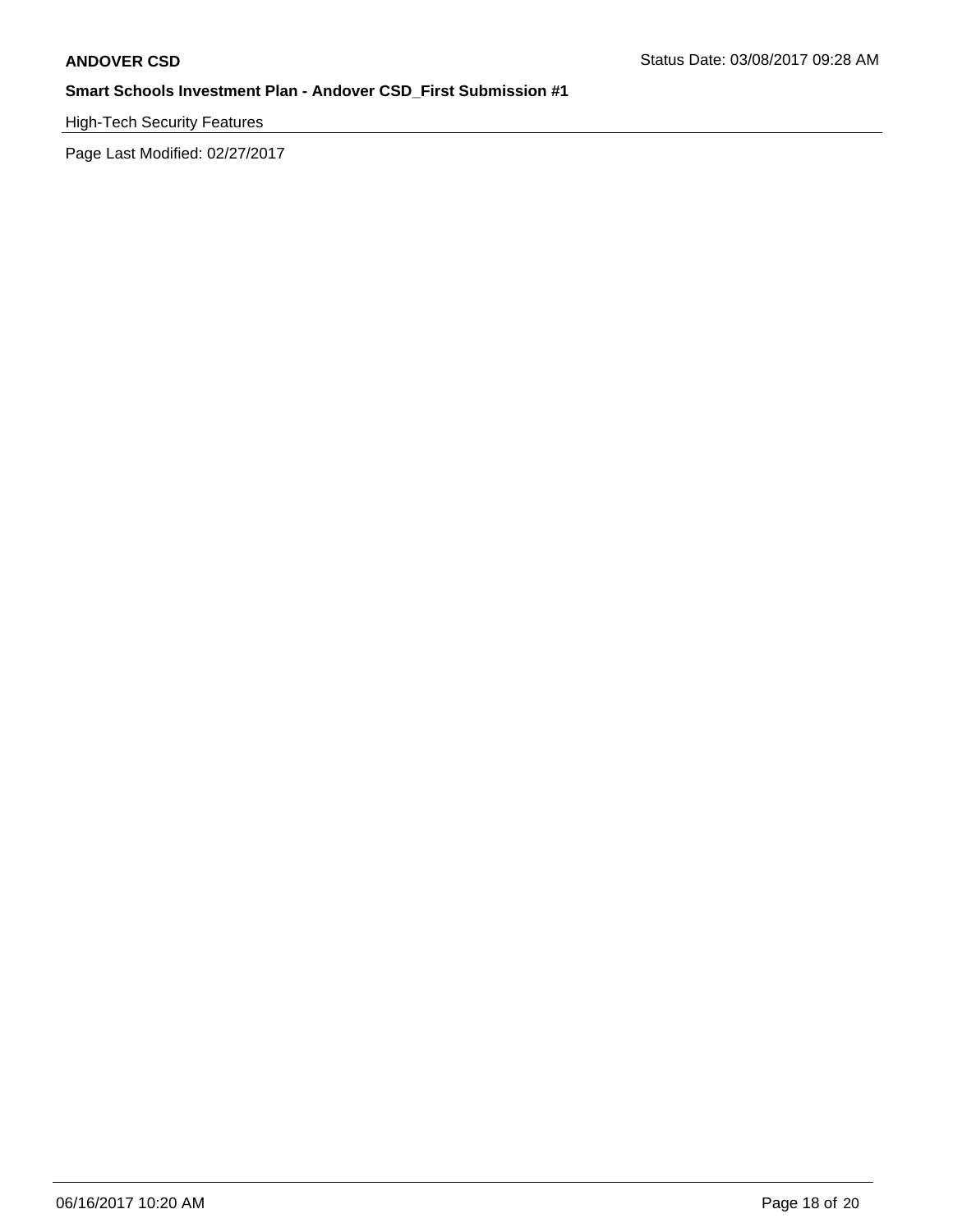High-Tech Security Features

Page Last Modified: 02/27/2017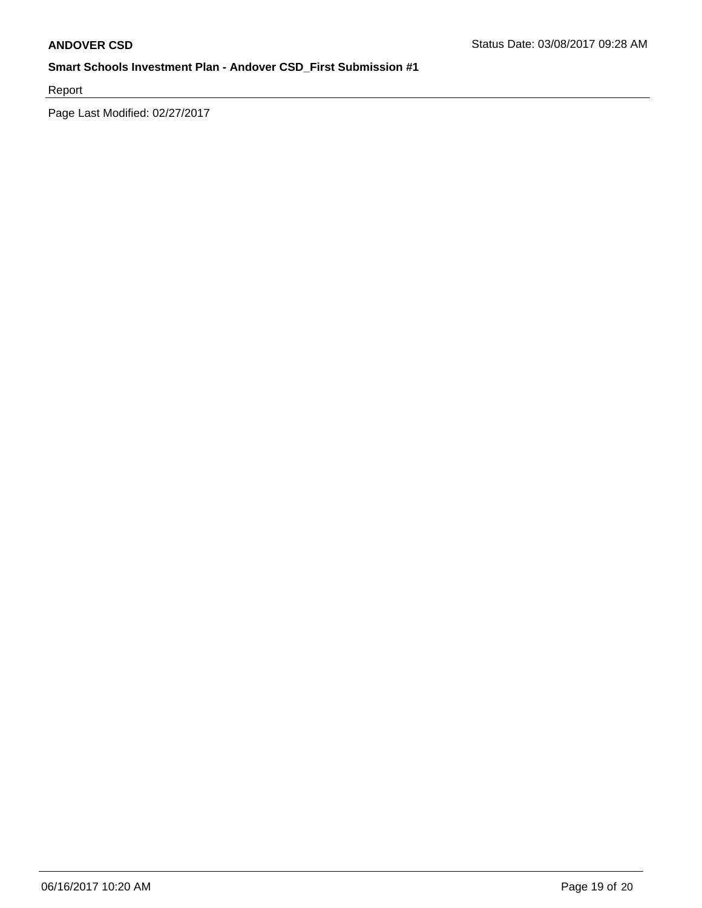Report

Page Last Modified: 02/27/2017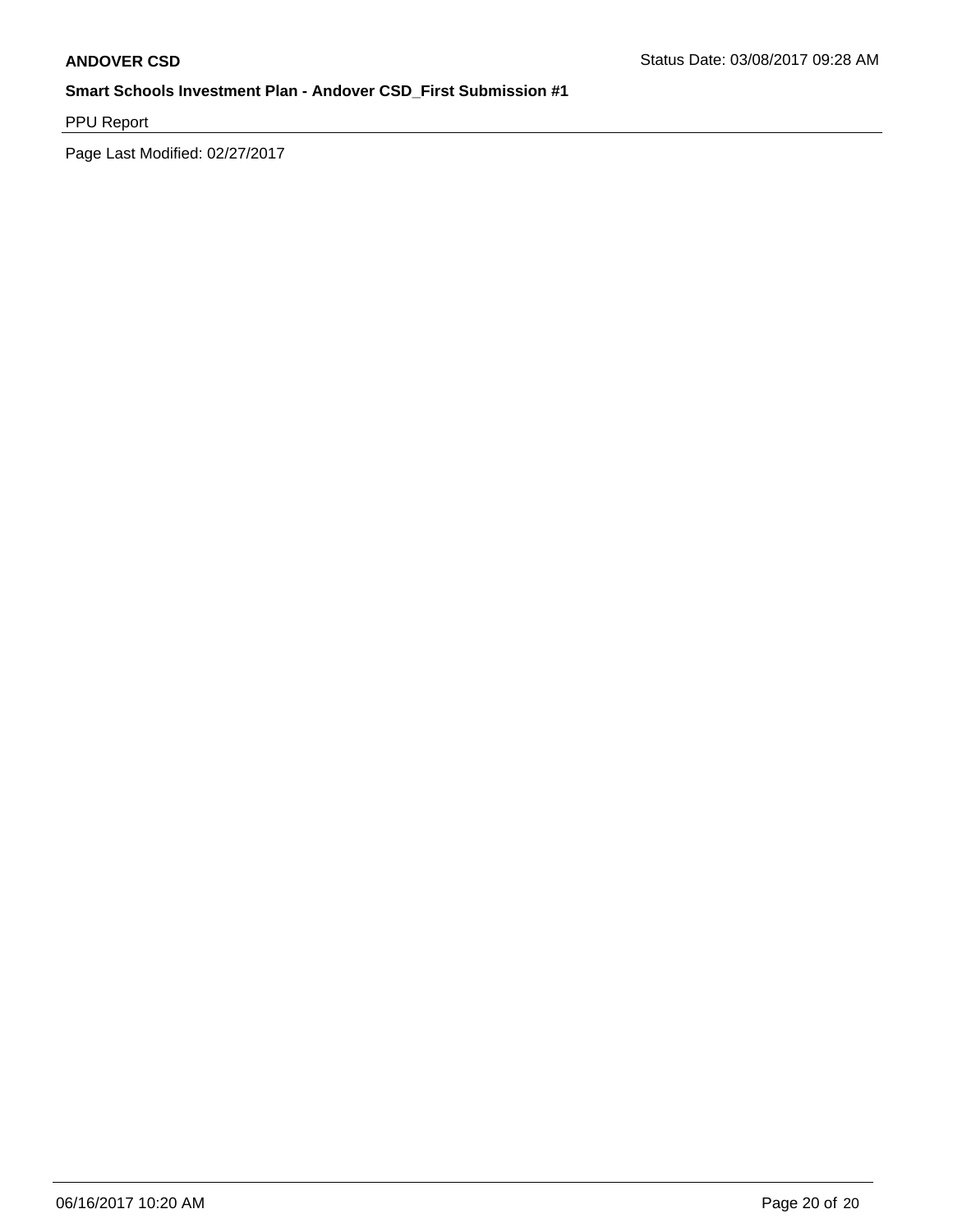PPU Report

Page Last Modified: 02/27/2017